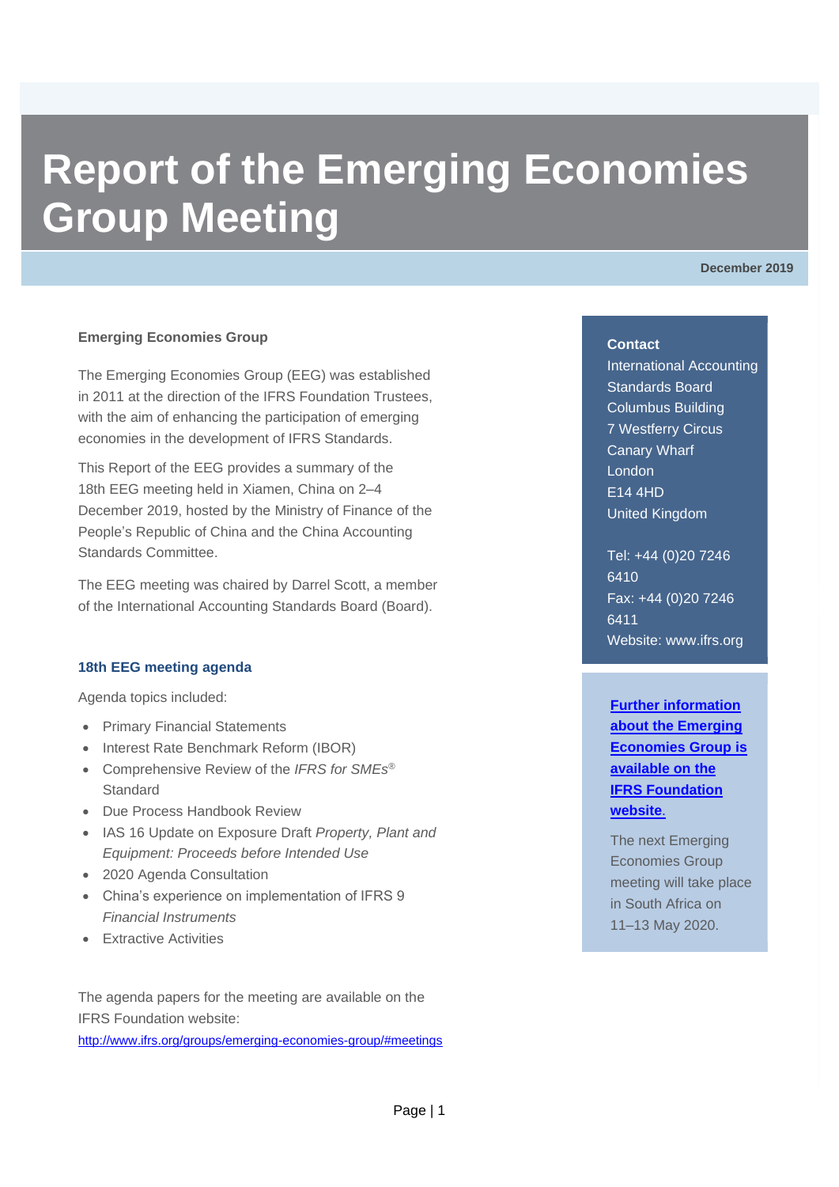# Report of the Emerging Economies Group Meeting

**December 2019**

**Emerging Economies Group**

The Emerging Economies Group (EEG) was established in 2011 at the direction of the IFRS Foundation Trustees, with the aim of enhancing the participation of emerging economies in the development of IFRS Standards.

This Report of the EEG provides a summary of the 18th EEG meeting held in Xiamen, China on 2–4 December 2019, hosted by the Ministry of Finance of the People's Republic of China and the China Accounting Standards Committee.

The EEG meeting was chaired by Darrel Scott, a member of the International Accounting Standards Board (Board).

### 18th EEG meeting agenda

Agenda topics included:

- Primary Financial Statements
- Interest Rate Benchmark Reform (IBOR)
- Comprehensive Review of the *IFRS for SMEs*® Standard
- Due Process Handbook Review
- IAS 16 Update on Exposure Draft *Property, Plant and Equipment: Proceeds before Intended Use*
- 2020 Agenda Consultation
- China's experience on implementation of IFRS 9 *Financial Instruments*
- Extractive Activities

The agenda papers for the meeting are available on the IFRS Foundation website:
http://www.ifrs.org/groups/emerging-economies-group/#meetings

**Contact**
International Accounting Standards Board
Columbus Building
7 Westferry Circus
Canary Wharf
London
E14 4HD
United Kingdom

Tel: +44 (0)20 7246 6410
Fax: +44 (0)20 7246 6411
Website: www.ifrs.org

**Further information about the Emerging Economies Group is available on the IFRS Foundation website.**

The next Emerging Economies Group meeting will take place in South Africa on 11–13 May 2020.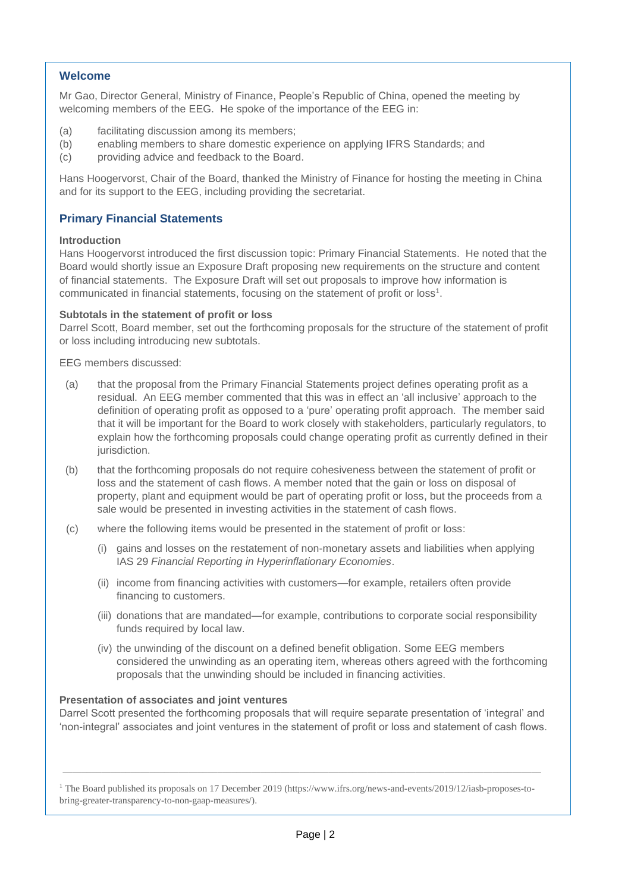## Welcome

Mr Gao, Director General, Ministry of Finance, People's Republic of China, opened the meeting by welcoming members of the EEG. He spoke of the importance of the EEG in:

(a) facilitating discussion among its members;

(b) enabling members to share domestic experience on applying IFRS Standards; and

(c) providing advice and feedback to the Board.

Hans Hoogervorst, Chair of the Board, thanked the Ministry of Finance for hosting the meeting in China and for its support to the EEG, including providing the secretariat.

## Primary Financial Statements

### Introduction

Hans Hoogervorst introduced the first discussion topic: Primary Financial Statements. He noted that the Board would shortly issue an Exposure Draft proposing new requirements on the structure and content of financial statements. The Exposure Draft will set out proposals to improve how information is communicated in financial statements, focusing on the statement of profit or loss[1].

### Subtotals in the statement of profit or loss

Darrel Scott, Board member, set out the forthcoming proposals for the structure of the statement of profit or loss including introducing new subtotals.

EEG members discussed:

(a) that the proposal from the Primary Financial Statements project defines operating profit as a residual. An EEG member commented that this was in effect an 'all inclusive' approach to the definition of operating profit as opposed to a 'pure' operating profit approach. The member said that it will be important for the Board to work closely with stakeholders, particularly regulators, to explain how the forthcoming proposals could change operating profit as currently defined in their jurisdiction.

(b) that the forthcoming proposals do not require cohesiveness between the statement of profit or loss and the statement of cash flows. A member noted that the gain or loss on disposal of property, plant and equipment would be part of operating profit or loss, but the proceeds from a sale would be presented in investing activities in the statement of cash flows.

(c) where the following items would be presented in the statement of profit or loss:

(i) gains and losses on the restatement of non-monetary assets and liabilities when applying IAS 29 *Financial Reporting in Hyperinflationary Economies*.

(ii) income from financing activities with customers—for example, retailers often provide financing to customers.

(iii) donations that are mandated—for example, contributions to corporate social responsibility funds required by local law.

(iv) the unwinding of the discount on a defined benefit obligation. Some EEG members considered the unwinding as an operating item, whereas others agreed with the forthcoming proposals that the unwinding should be included in financing activities.

### Presentation of associates and joint ventures

Darrel Scott presented the forthcoming proposals that will require separate presentation of 'integral' and 'non-integral' associates and joint ventures in the statement of profit or loss and statement of cash flows.

---

[1] The Board published its proposals on 17 December 2019 (https://www.ifrs.org/news-and-events/2019/12/iasb-proposes-to-bring-greater-transparency-to-non-gaap-measures/).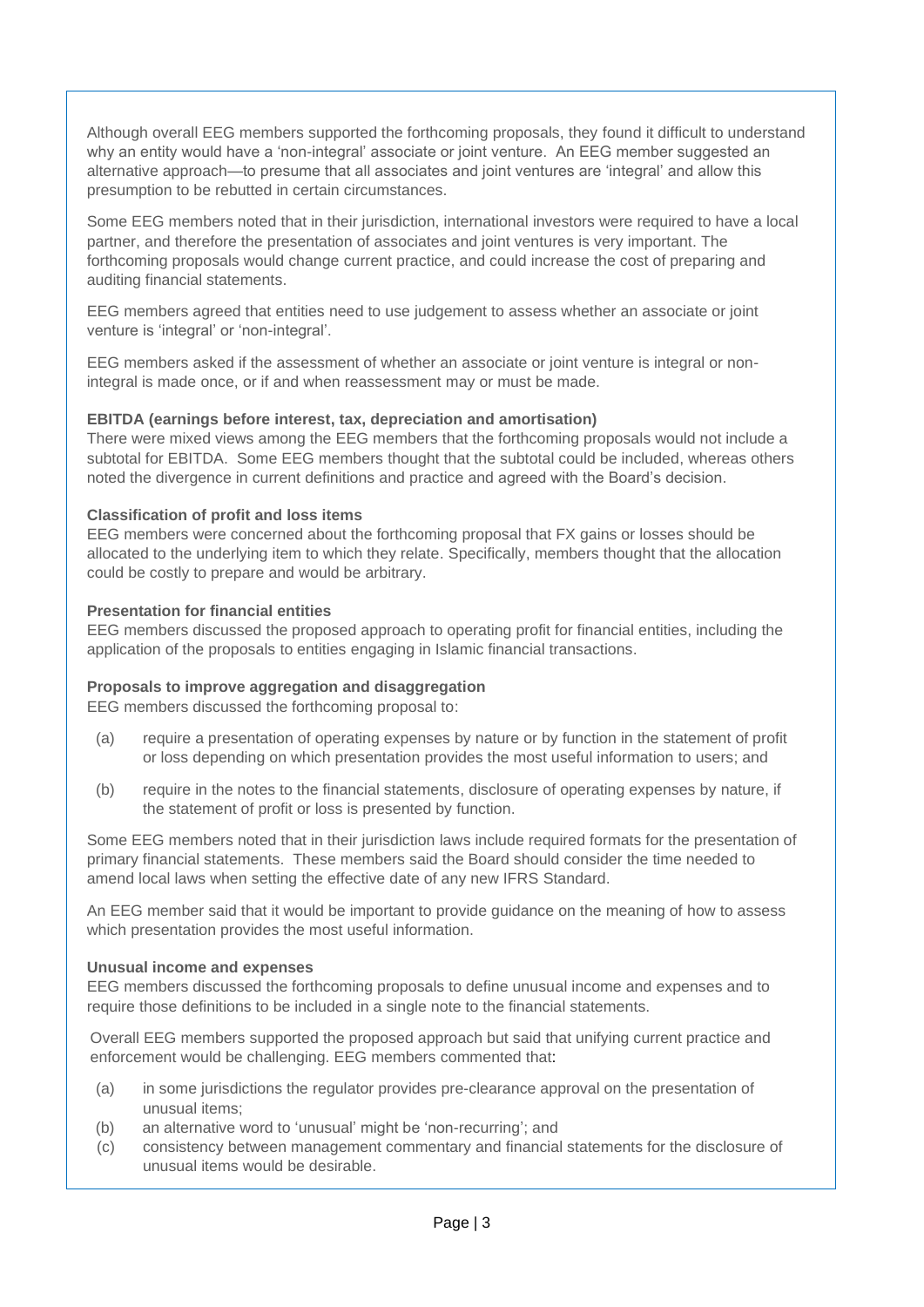Although overall EEG members supported the forthcoming proposals, they found it difficult to understand why an entity would have a 'non-integral' associate or joint venture. An EEG member suggested an alternative approach—to presume that all associates and joint ventures are 'integral' and allow this presumption to be rebutted in certain circumstances.

Some EEG members noted that in their jurisdiction, international investors were required to have a local partner, and therefore the presentation of associates and joint ventures is very important. The forthcoming proposals would change current practice, and could increase the cost of preparing and auditing financial statements.

EEG members agreed that entities need to use judgement to assess whether an associate or joint venture is 'integral' or 'non-integral'.

EEG members asked if the assessment of whether an associate or joint venture is integral or non-integral is made once, or if and when reassessment may or must be made.

**EBITDA (earnings before interest, tax, depreciation and amortisation)**

There were mixed views among the EEG members that the forthcoming proposals would not include a subtotal for EBITDA. Some EEG members thought that the subtotal could be included, whereas others noted the divergence in current definitions and practice and agreed with the Board's decision.

**Classification of profit and loss items**

EEG members were concerned about the forthcoming proposal that FX gains or losses should be allocated to the underlying item to which they relate. Specifically, members thought that the allocation could be costly to prepare and would be arbitrary.

**Presentation for financial entities**

EEG members discussed the proposed approach to operating profit for financial entities, including the application of the proposals to entities engaging in Islamic financial transactions.

**Proposals to improve aggregation and disaggregation**

EEG members discussed the forthcoming proposal to:

(a) require a presentation of operating expenses by nature or by function in the statement of profit or loss depending on which presentation provides the most useful information to users; and

(b) require in the notes to the financial statements, disclosure of operating expenses by nature, if the statement of profit or loss is presented by function.

Some EEG members noted that in their jurisdiction laws include required formats for the presentation of primary financial statements. These members said the Board should consider the time needed to amend local laws when setting the effective date of any new IFRS Standard.

An EEG member said that it would be important to provide guidance on the meaning of how to assess which presentation provides the most useful information.

**Unusual income and expenses**

EEG members discussed the forthcoming proposals to define unusual income and expenses and to require those definitions to be included in a single note to the financial statements.

Overall EEG members supported the proposed approach but said that unifying current practice and enforcement would be challenging. EEG members commented that:

(a) in some jurisdictions the regulator provides pre-clearance approval on the presentation of unusual items;

(b) an alternative word to 'unusual' might be 'non-recurring'; and

(c) consistency between management commentary and financial statements for the disclosure of unusual items would be desirable.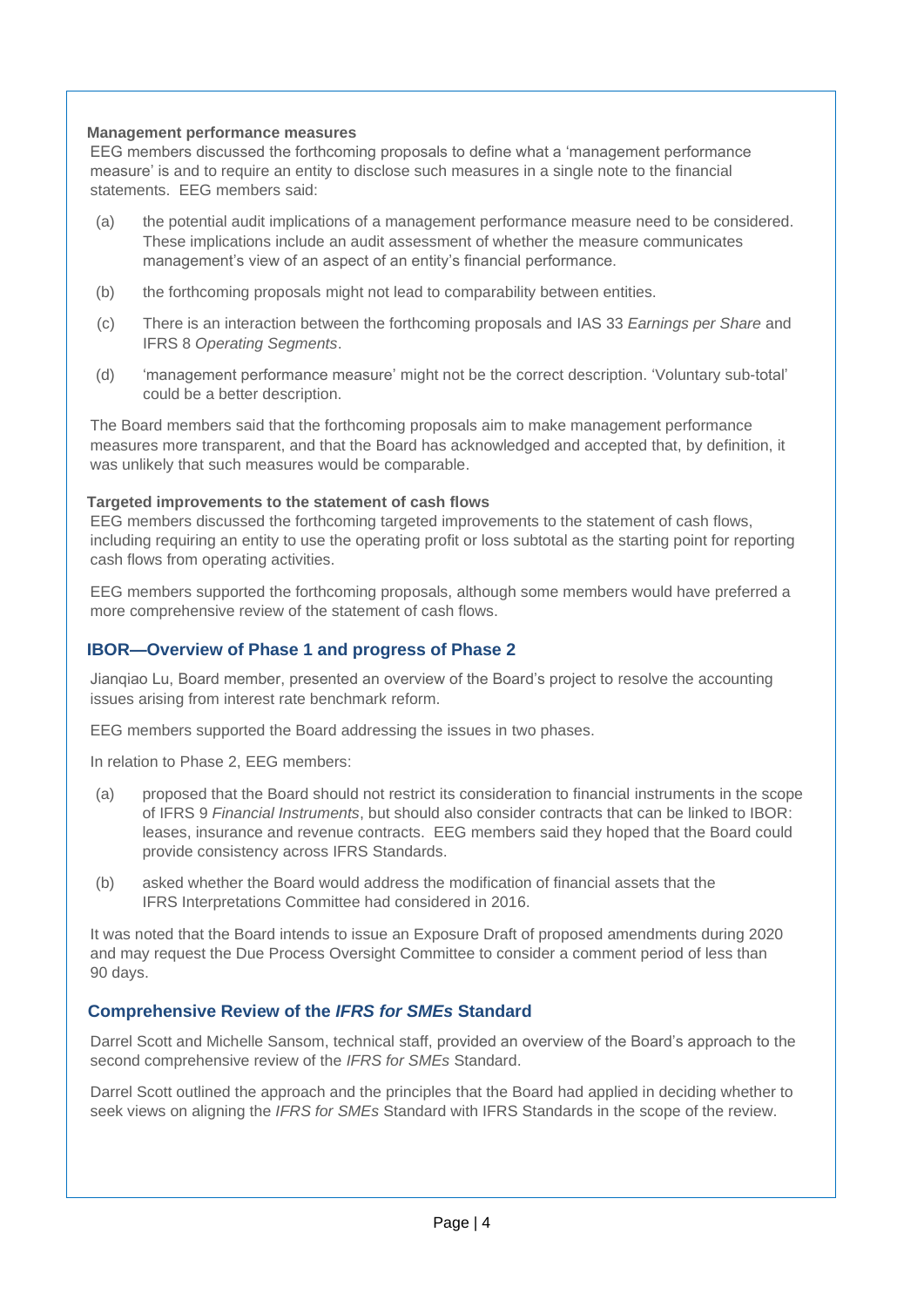**Management performance measures**

EEG members discussed the forthcoming proposals to define what a 'management performance measure' is and to require an entity to disclose such measures in a single note to the financial statements. EEG members said:

(a) the potential audit implications of a management performance measure need to be considered. These implications include an audit assessment of whether the measure communicates management's view of an aspect of an entity's financial performance.

(b) the forthcoming proposals might not lead to comparability between entities.

(c) There is an interaction between the forthcoming proposals and IAS 33 *Earnings per Share* and IFRS 8 *Operating Segments*.

(d) 'management performance measure' might not be the correct description. 'Voluntary sub-total' could be a better description.

The Board members said that the forthcoming proposals aim to make management performance measures more transparent, and that the Board has acknowledged and accepted that, by definition, it was unlikely that such measures would be comparable.

**Targeted improvements to the statement of cash flows**

EEG members discussed the forthcoming targeted improvements to the statement of cash flows, including requiring an entity to use the operating profit or loss subtotal as the starting point for reporting cash flows from operating activities.

EEG members supported the forthcoming proposals, although some members would have preferred a more comprehensive review of the statement of cash flows.

## IBOR—Overview of Phase 1 and progress of Phase 2

Jianqiao Lu, Board member, presented an overview of the Board's project to resolve the accounting issues arising from interest rate benchmark reform.

EEG members supported the Board addressing the issues in two phases.

In relation to Phase 2, EEG members:

(a) proposed that the Board should not restrict its consideration to financial instruments in the scope of IFRS 9 *Financial Instruments*, but should also consider contracts that can be linked to IBOR: leases, insurance and revenue contracts. EEG members said they hoped that the Board could provide consistency across IFRS Standards.

(b) asked whether the Board would address the modification of financial assets that the IFRS Interpretations Committee had considered in 2016.

It was noted that the Board intends to issue an Exposure Draft of proposed amendments during 2020 and may request the Due Process Oversight Committee to consider a comment period of less than 90 days.

## Comprehensive Review of the *IFRS for SMEs* Standard

Darrel Scott and Michelle Sansom, technical staff, provided an overview of the Board's approach to the second comprehensive review of the *IFRS for SMEs* Standard.

Darrel Scott outlined the approach and the principles that the Board had applied in deciding whether to seek views on aligning the *IFRS for SMEs* Standard with IFRS Standards in the scope of the review.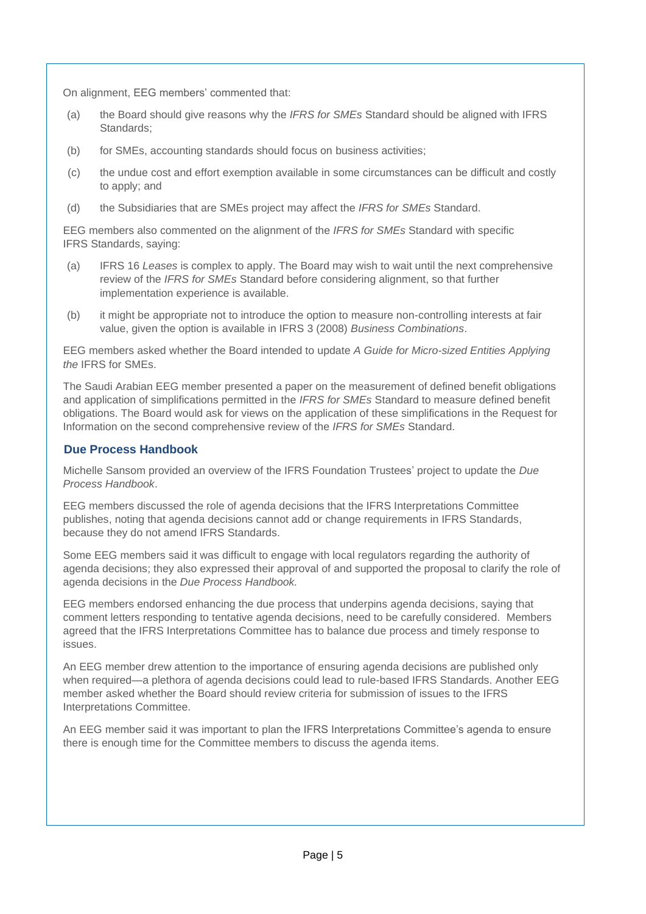On alignment, EEG members' commented that:

(a) the Board should give reasons why the *IFRS for SMEs* Standard should be aligned with IFRS Standards;

(b) for SMEs, accounting standards should focus on business activities;

(c) the undue cost and effort exemption available in some circumstances can be difficult and costly to apply; and

(d) the Subsidiaries that are SMEs project may affect the *IFRS for SMEs* Standard.

EEG members also commented on the alignment of the *IFRS for SMEs* Standard with specific IFRS Standards, saying:

(a) IFRS 16 *Leases* is complex to apply. The Board may wish to wait until the next comprehensive review of the *IFRS for SMEs* Standard before considering alignment, so that further implementation experience is available.

(b) it might be appropriate not to introduce the option to measure non-controlling interests at fair value, given the option is available in IFRS 3 (2008) *Business Combinations*.

EEG members asked whether the Board intended to update *A Guide for Micro-sized Entities Applying the* IFRS for SMEs.

The Saudi Arabian EEG member presented a paper on the measurement of defined benefit obligations and application of simplifications permitted in the *IFRS for SMEs* Standard to measure defined benefit obligations. The Board would ask for views on the application of these simplifications in the Request for Information on the second comprehensive review of the *IFRS for SMEs* Standard.

## Due Process Handbook

Michelle Sansom provided an overview of the IFRS Foundation Trustees' project to update the *Due Process Handbook*.

EEG members discussed the role of agenda decisions that the IFRS Interpretations Committee publishes, noting that agenda decisions cannot add or change requirements in IFRS Standards, because they do not amend IFRS Standards.

Some EEG members said it was difficult to engage with local regulators regarding the authority of agenda decisions; they also expressed their approval of and supported the proposal to clarify the role of agenda decisions in the *Due Process Handbook.*

EEG members endorsed enhancing the due process that underpins agenda decisions, saying that comment letters responding to tentative agenda decisions, need to be carefully considered. Members agreed that the IFRS Interpretations Committee has to balance due process and timely response to issues.

An EEG member drew attention to the importance of ensuring agenda decisions are published only when required—a plethora of agenda decisions could lead to rule-based IFRS Standards. Another EEG member asked whether the Board should review criteria for submission of issues to the IFRS Interpretations Committee.

An EEG member said it was important to plan the IFRS Interpretations Committee's agenda to ensure there is enough time for the Committee members to discuss the agenda items.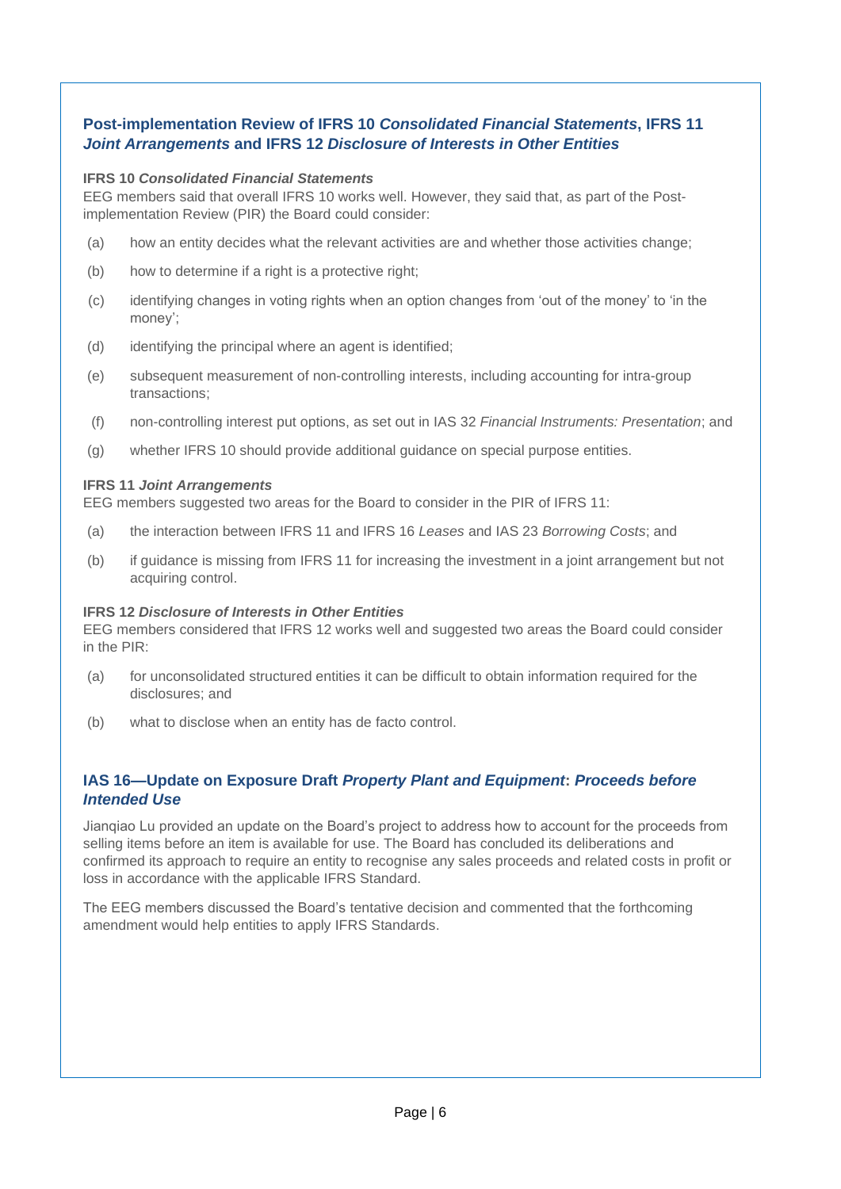## Post-implementation Review of IFRS 10 *Consolidated Financial Statements*, IFRS 11 *Joint Arrangements* and IFRS 12 *Disclosure of Interests in Other Entities*

**IFRS 10 *Consolidated Financial Statements***

EEG members said that overall IFRS 10 works well. However, they said that, as part of the Post-implementation Review (PIR) the Board could consider:

(a) how an entity decides what the relevant activities are and whether those activities change;

(b) how to determine if a right is a protective right;

(c) identifying changes in voting rights when an option changes from 'out of the money' to 'in the money';

(d) identifying the principal where an agent is identified;

(e) subsequent measurement of non-controlling interests, including accounting for intra-group transactions;

(f) non-controlling interest put options, as set out in IAS 32 *Financial Instruments: Presentation*; and

(g) whether IFRS 10 should provide additional guidance on special purpose entities.

**IFRS 11 *Joint Arrangements***

EEG members suggested two areas for the Board to consider in the PIR of IFRS 11:

(a) the interaction between IFRS 11 and IFRS 16 *Leases* and IAS 23 *Borrowing Costs*; and

(b) if guidance is missing from IFRS 11 for increasing the investment in a joint arrangement but not acquiring control.

**IFRS 12 *Disclosure of Interests in Other Entities***

EEG members considered that IFRS 12 works well and suggested two areas the Board could consider in the PIR:

(a) for unconsolidated structured entities it can be difficult to obtain information required for the disclosures; and

(b) what to disclose when an entity has de facto control.

## IAS 16—Update on Exposure Draft *Property Plant and Equipment*: *Proceeds before Intended Use*

Jianqiao Lu provided an update on the Board's project to address how to account for the proceeds from selling items before an item is available for use. The Board has concluded its deliberations and confirmed its approach to require an entity to recognise any sales proceeds and related costs in profit or loss in accordance with the applicable IFRS Standard.

The EEG members discussed the Board's tentative decision and commented that the forthcoming amendment would help entities to apply IFRS Standards.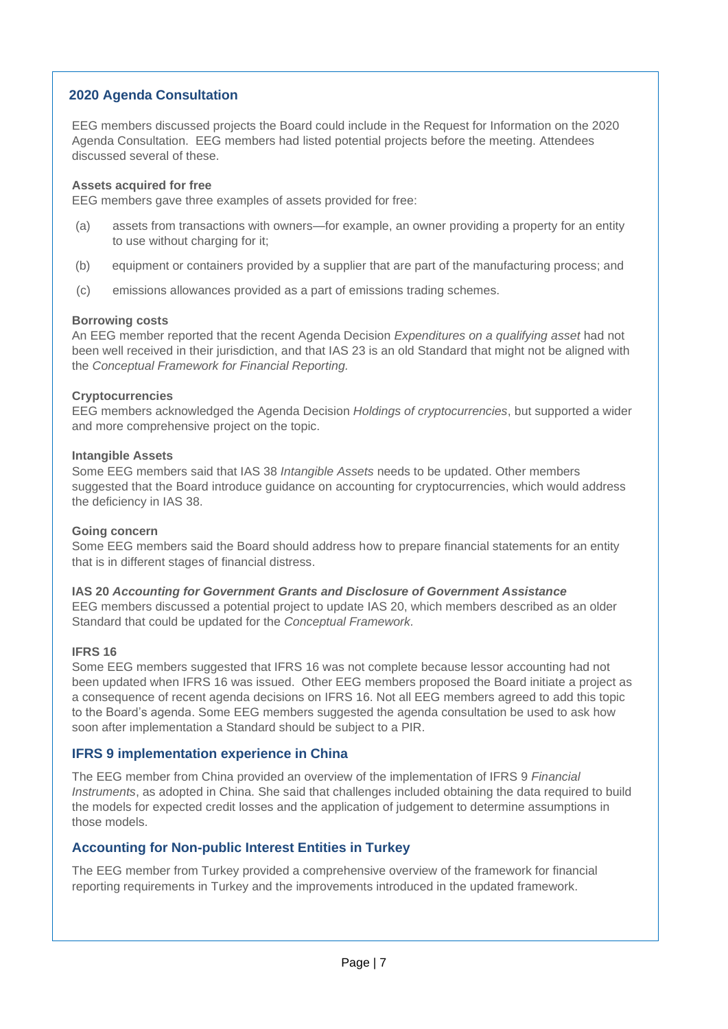## 2020 Agenda Consultation

EEG members discussed projects the Board could include in the Request for Information on the 2020 Agenda Consultation. EEG members had listed potential projects before the meeting. Attendees discussed several of these.

**Assets acquired for free**

EEG members gave three examples of assets provided for free:

(a) assets from transactions with owners—for example, an owner providing a property for an entity to use without charging for it;

(b) equipment or containers provided by a supplier that are part of the manufacturing process; and

(c) emissions allowances provided as a part of emissions trading schemes.

**Borrowing costs**

An EEG member reported that the recent Agenda Decision *Expenditures on a qualifying asset* had not been well received in their jurisdiction, and that IAS 23 is an old Standard that might not be aligned with the *Conceptual Framework for Financial Reporting.*

**Cryptocurrencies**

EEG members acknowledged the Agenda Decision *Holdings of cryptocurrencies*, but supported a wider and more comprehensive project on the topic.

**Intangible Assets**

Some EEG members said that IAS 38 *Intangible Assets* needs to be updated. Other members suggested that the Board introduce guidance on accounting for cryptocurrencies, which would address the deficiency in IAS 38.

**Going concern**

Some EEG members said the Board should address how to prepare financial statements for an entity that is in different stages of financial distress.

**IAS 20 *Accounting for Government Grants and Disclosure of Government Assistance***

EEG members discussed a potential project to update IAS 20, which members described as an older Standard that could be updated for the *Conceptual Framework.*

**IFRS 16**

Some EEG members suggested that IFRS 16 was not complete because lessor accounting had not been updated when IFRS 16 was issued. Other EEG members proposed the Board initiate a project as a consequence of recent agenda decisions on IFRS 16. Not all EEG members agreed to add this topic to the Board's agenda. Some EEG members suggested the agenda consultation be used to ask how soon after implementation a Standard should be subject to a PIR.

## IFRS 9 implementation experience in China

The EEG member from China provided an overview of the implementation of IFRS 9 *Financial Instruments*, as adopted in China. She said that challenges included obtaining the data required to build the models for expected credit losses and the application of judgement to determine assumptions in those models.

## Accounting for Non-public Interest Entities in Turkey

The EEG member from Turkey provided a comprehensive overview of the framework for financial reporting requirements in Turkey and the improvements introduced in the updated framework.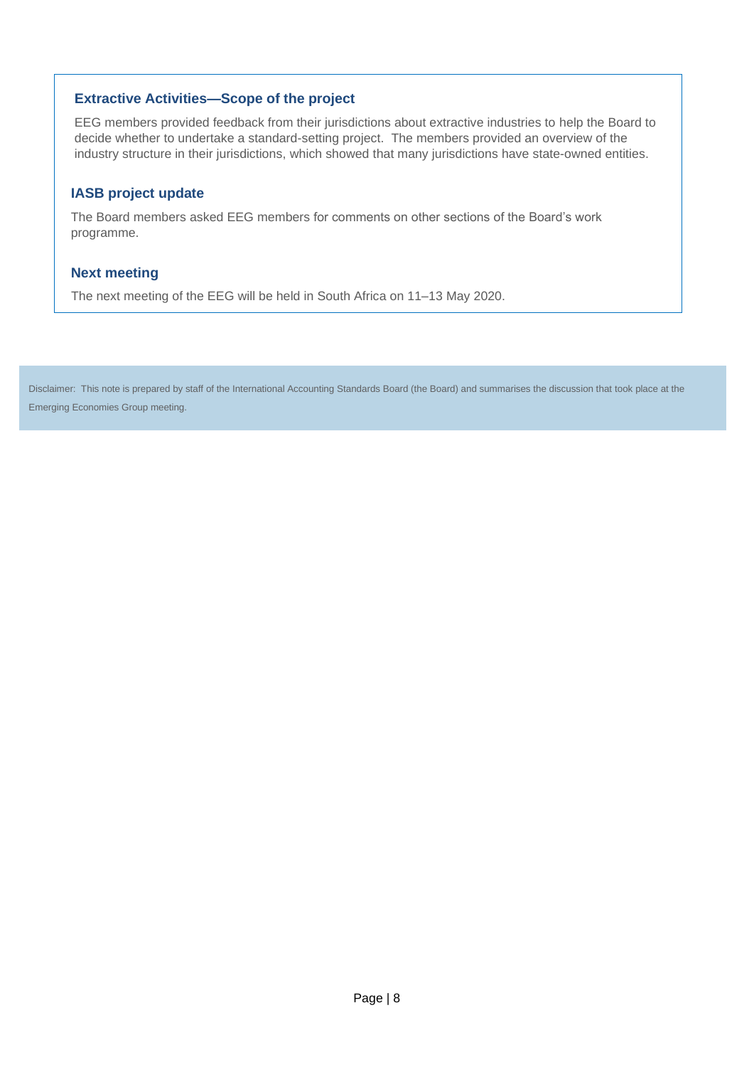### Extractive Activities—Scope of the project

EEG members provided feedback from their jurisdictions about extractive industries to help the Board to decide whether to undertake a standard-setting project. The members provided an overview of the industry structure in their jurisdictions, which showed that many jurisdictions have state-owned entities.

### IASB project update

The Board members asked EEG members for comments on other sections of the Board's work programme.

### Next meeting

The next meeting of the EEG will be held in South Africa on 11–13 May 2020.

Disclaimer: This note is prepared by staff of the International Accounting Standards Board (the Board) and summarises the discussion that took place at the Emerging Economies Group meeting.